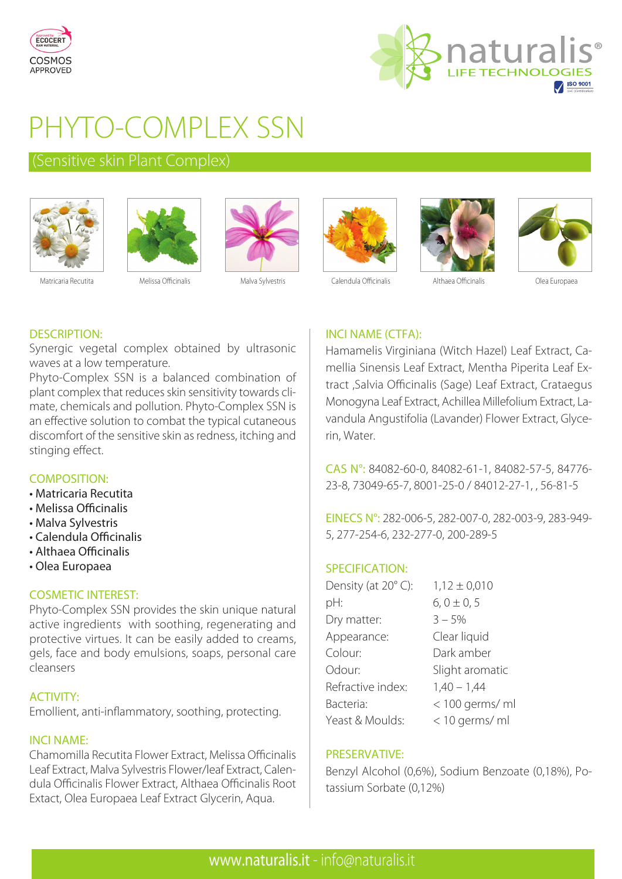# PHYTO-COMPLEX SSN

## (Sensitive skin Plant Complex)

Matricaria Recutita — Melissa Officinalis — Malva Sylvestris — Calendula Officinalis — Althaea Officinalis — Olea Europaea

### DESCRIPTION:

Synergic vegetal complex obtained by ultrasonic waves at a low temperature.
Phyto-Complex SSN is a balanced combination of plant complex that reduces skin sensitivity towards climate, chemicals and pollution. Phyto-Complex SSN is an effective solution to combat the typical cutaneous discomfort of the sensitive skin as redness, itching and stinging effect.

### COMPOSITION:

- Matricaria Recutita
- Melissa Officinalis
- Malva Sylvestris
- Calendula Officinalis
- Althaea Officinalis
- Olea Europaea

### COSMETIC INTEREST:

Phyto-Complex SSN provides the skin unique natural active ingredients with soothing, regenerating and protective virtues. It can be easily added to creams, gels, face and body emulsions, soaps, personal care cleansers

### ACTIVITY:

Emollient, anti-inflammatory, soothing, protecting.

### INCI NAME:

Chamomilla Recutita Flower Extract, Melissa Officinalis Leaf Extract, Malva Sylvestris Flower/leaf Extract, Calendula Officinalis Flower Extract, Althaea Officinalis Root Extact, Olea Europaea Leaf Extract Glycerin, Aqua.

### INCI NAME (CTFA):

Hamamelis Virginiana (Witch Hazel) Leaf Extract, Camellia Sinensis Leaf Extract, Mentha Piperita Leaf Extract ,Salvia Officinalis (Sage) Leaf Extract, Crataegus Monogyna Leaf Extract, Achillea Millefolium Extract, Lavandula Angustifolia (Lavander) Flower Extract, Glycerin, Water.

**CAS N°:** 84082-60-0, 84082-61-1, 84082-57-5, 84776-23-8, 73049-65-7, 8001-25-0 / 84012-27-1, , 56-81-5

**EINECS N°:** 282-006-5, 282-007-0, 282-003-9, 283-949-5, 277-254-6, 232-277-0, 200-289-5

### SPECIFICATION:

| | |
|---|---|
| Density (at 20° C): | 1,12 ± 0,010 |
| pH: | 6, 0 ± 0, 5 |
| Dry matter: | 3 – 5% |
| Appearance: | Clear liquid |
| Colour: | Dark amber |
| Odour: | Slight aromatic |
| Refractive index: | 1,40 – 1,44 |
| Bacteria: | < 100 germs/ ml |
| Yeast & Moulds: | < 10 germs/ ml |

### PRESERVATIVE:

Benzyl Alcohol (0,6%), Sodium Benzoate (0,18%), Potassium Sorbate (0,12%)

www.naturalis.it - info@naturalis.it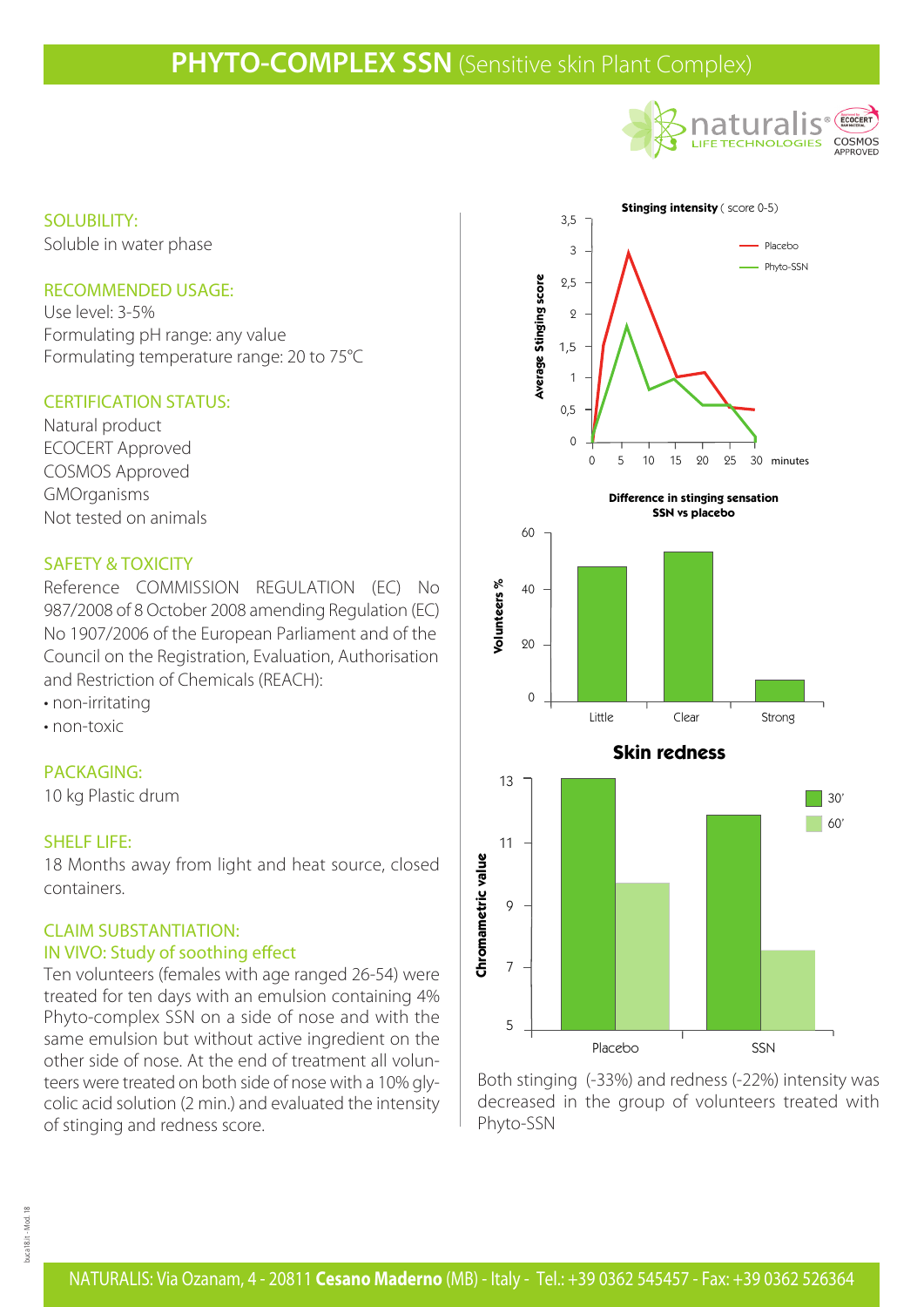# PHYTO-COMPLEX SSN (Sensitive skin Plant Complex)

naturalis® LIFE TECHNOLOGIES

ECOCERT COSMOS APPROVED

## SOLUBILITY:

Soluble in water phase

## RECOMMENDED USAGE:

Use level: 3-5%
Formulating pH range: any value
Formulating temperature range: 20 to 75°C

## CERTIFICATION STATUS:

Natural product
ECOCERT Approved
COSMOS Approved
GMOrganisms
Not tested on animals

## SAFETY & TOXICITY

Reference COMMISSION REGULATION (EC) No 987/2008 of 8 October 2008 amending Regulation (EC) No 1907/2006 of the European Parliament and of the Council on the Registration, Evaluation, Authorisation and Restriction of Chemicals (REACH):

- non-irritating
- non-toxic

## PACKAGING:

10 kg Plastic drum

## SHELF LIFE:

18 Months away from light and heat source, closed containers.

## CLAIM SUBSTANTIATION:

### IN VIVO: Study of soothing effect

Ten volunteers (females with age ranged 26-54) were treated for ten days with an emulsion containing 4% Phyto-complex SSN on a side of nose and with the same emulsion but without active ingredient on the other side of nose. At the end of treatment all volunteers were treated on both side of nose with a 10% glycolic acid solution (2 min.) and evaluated the intensity of stinging and redness score.

**Stinging intensity** ( score 0-5)

Average Stinging score

Placebo
Phyto-SSN

3,5
3
2,5
2
1,5
1
0,5
0

0 5 10 15 20 25 30 minutes

**Difference in stinging sensation SSN vs placebo**

Volunteers %

60
40
20
0

Little
Clear
Strong

**Skin redness**

Chromametric value

13
11
9
7
5

Placebo
SSN

30'
60'

Both stinging (-33%) and redness (-22%) intensity was decreased in the group of volunteers treated with Phyto-SSN

NATURALIS: Via Ozanam, 4 - 20811 **Cesano Maderno** (MB) - Italy - Tel.: +39 0362 545457 - Fax: +39 0362 526364